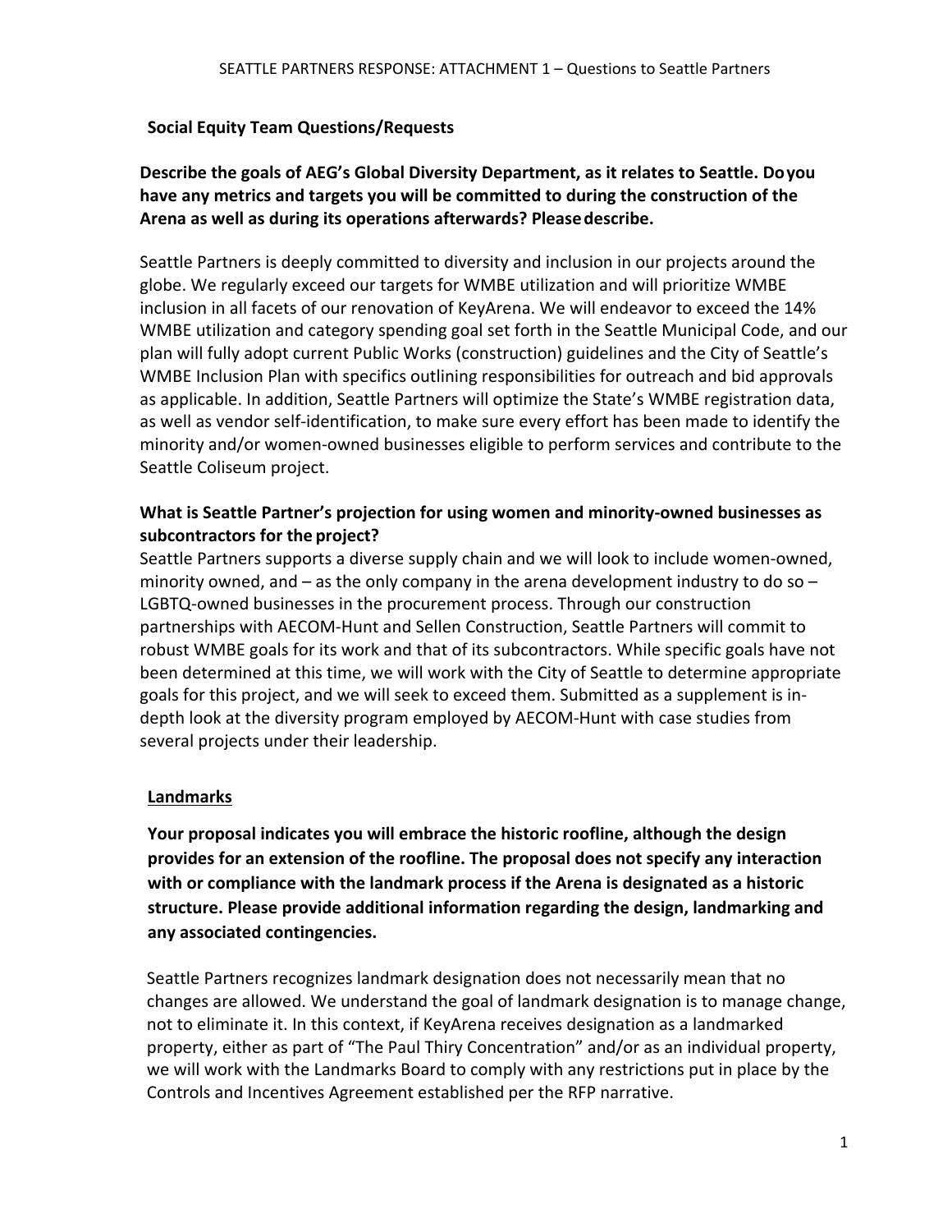# SEATTLE PARTNERS RESPONSE: ATTACHMENT 1 – Questions to Seattle Partners

## Social Equity Team Questions/Requests

**Describe the goals of AEG's Global Diversity Department, as it relates to Seattle. Do you have any metrics and targets you will be committed to during the construction of the Arena as well as during its operations afterwards? Please describe.**

Seattle Partners is deeply committed to diversity and inclusion in our projects around the globe. We regularly exceed our targets for WMBE utilization and will prioritize WMBE inclusion in all facets of our renovation of KeyArena. We will endeavor to exceed the 14% WMBE utilization and category spending goal set forth in the Seattle Municipal Code, and our plan will fully adopt current Public Works (construction) guidelines and the City of Seattle's WMBE Inclusion Plan with specifics outlining responsibilities for outreach and bid approvals as applicable. In addition, Seattle Partners will optimize the State's WMBE registration data, as well as vendor self-identification, to make sure every effort has been made to identify the minority and/or women-owned businesses eligible to perform services and contribute to the Seattle Coliseum project.

**What is Seattle Partner's projection for using women and minority-owned businesses as subcontractors for the project?**

Seattle Partners supports a diverse supply chain and we will look to include women-owned, minority owned, and – as the only company in the arena development industry to do so – LGBTQ-owned businesses in the procurement process. Through our construction partnerships with AECOM-Hunt and Sellen Construction, Seattle Partners will commit to robust WMBE goals for its work and that of its subcontractors. While specific goals have not been determined at this time, we will work with the City of Seattle to determine appropriate goals for this project, and we will seek to exceed them. Submitted as a supplement is in-depth look at the diversity program employed by AECOM-Hunt with case studies from several projects under their leadership.

## Landmarks

**Your proposal indicates you will embrace the historic roofline, although the design provides for an extension of the roofline. The proposal does not specify any interaction with or compliance with the landmark process if the Arena is designated as a historic structure. Please provide additional information regarding the design, landmarking and any associated contingencies.**

Seattle Partners recognizes landmark designation does not necessarily mean that no changes are allowed. We understand the goal of landmark designation is to manage change, not to eliminate it. In this context, if KeyArena receives designation as a landmarked property, either as part of "The Paul Thiry Concentration" and/or as an individual property, we will work with the Landmarks Board to comply with any restrictions put in place by the Controls and Incentives Agreement established per the RFP narrative.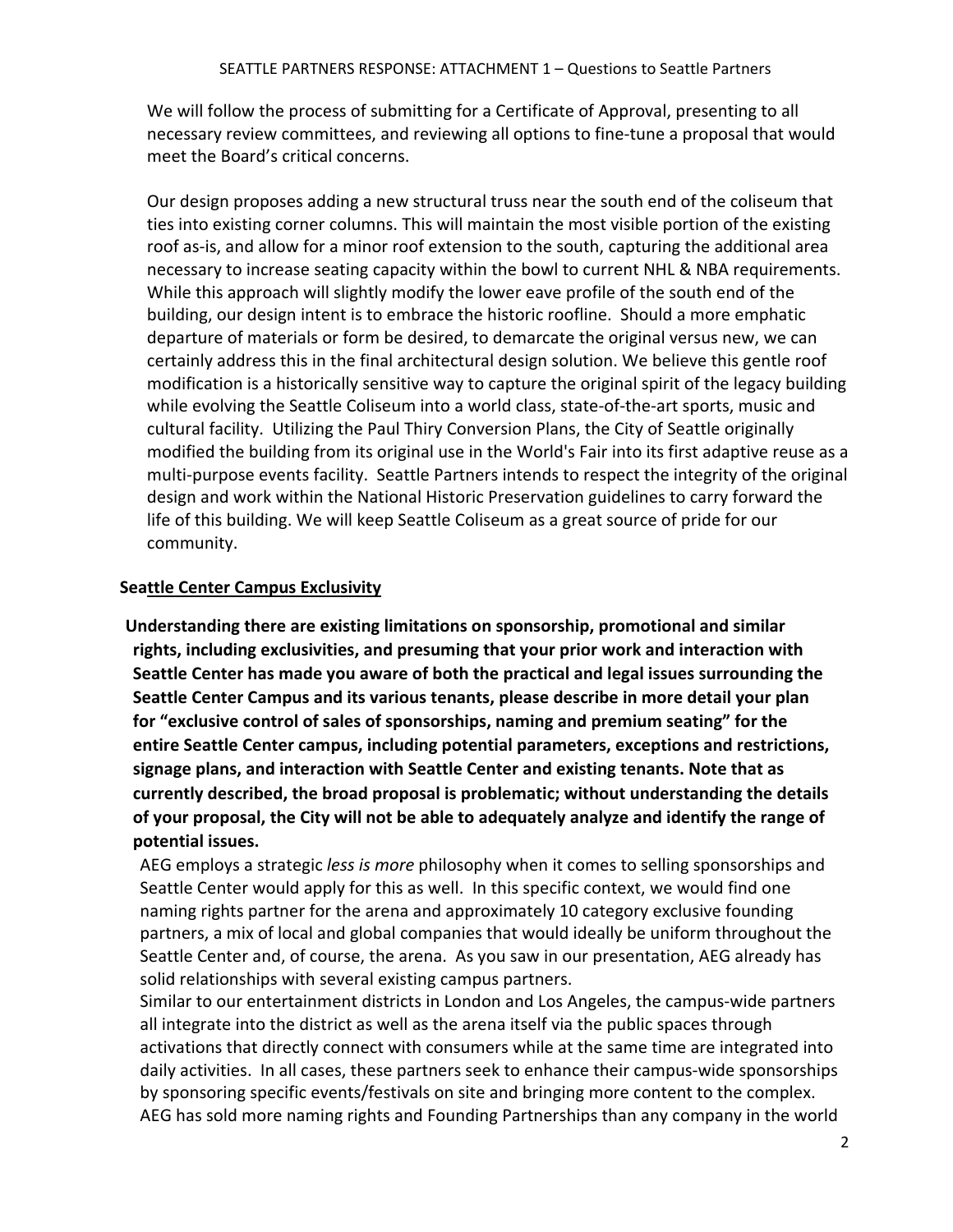We will follow the process of submitting for a Certificate of Approval, presenting to all necessary review committees, and reviewing all options to fine-tune a proposal that would meet the Board's critical concerns.

Our design proposes adding a new structural truss near the south end of the coliseum that ties into existing corner columns. This will maintain the most visible portion of the existing roof as-is, and allow for a minor roof extension to the south, capturing the additional area necessary to increase seating capacity within the bowl to current NHL & NBA requirements. While this approach will slightly modify the lower eave profile of the south end of the building, our design intent is to embrace the historic roofline. Should a more emphatic departure of materials or form be desired, to demarcate the original versus new, we can certainly address this in the final architectural design solution. We believe this gentle roof modification is a historically sensitive way to capture the original spirit of the legacy building while evolving the Seattle Coliseum into a world class, state-of-the-art sports, music and cultural facility. Utilizing the Paul Thiry Conversion Plans, the City of Seattle originally modified the building from its original use in the World's Fair into its first adaptive reuse as a multi-purpose events facility. Seattle Partners intends to respect the integrity of the original design and work within the National Historic Preservation guidelines to carry forward the life of this building. We will keep Seattle Coliseum as a great source of pride for our community.

## Seattle Center Campus Exclusivity

**Understanding there are existing limitations on sponsorship, promotional and similar rights, including exclusivities, and presuming that your prior work and interaction with Seattle Center has made you aware of both the practical and legal issues surrounding the Seattle Center Campus and its various tenants, please describe in more detail your plan for "exclusive control of sales of sponsorships, naming and premium seating" for the entire Seattle Center campus, including potential parameters, exceptions and restrictions, signage plans, and interaction with Seattle Center and existing tenants. Note that as currently described, the broad proposal is problematic; without understanding the details of your proposal, the City will not be able to adequately analyze and identify the range of potential issues.**

AEG employs a strategic *less is more* philosophy when it comes to selling sponsorships and Seattle Center would apply for this as well. In this specific context, we would find one naming rights partner for the arena and approximately 10 category exclusive founding partners, a mix of local and global companies that would ideally be uniform throughout the Seattle Center and, of course, the arena. As you saw in our presentation, AEG already has solid relationships with several existing campus partners.

Similar to our entertainment districts in London and Los Angeles, the campus-wide partners all integrate into the district as well as the arena itself via the public spaces through activations that directly connect with consumers while at the same time are integrated into daily activities. In all cases, these partners seek to enhance their campus-wide sponsorships by sponsoring specific events/festivals on site and bringing more content to the complex. AEG has sold more naming rights and Founding Partnerships than any company in the world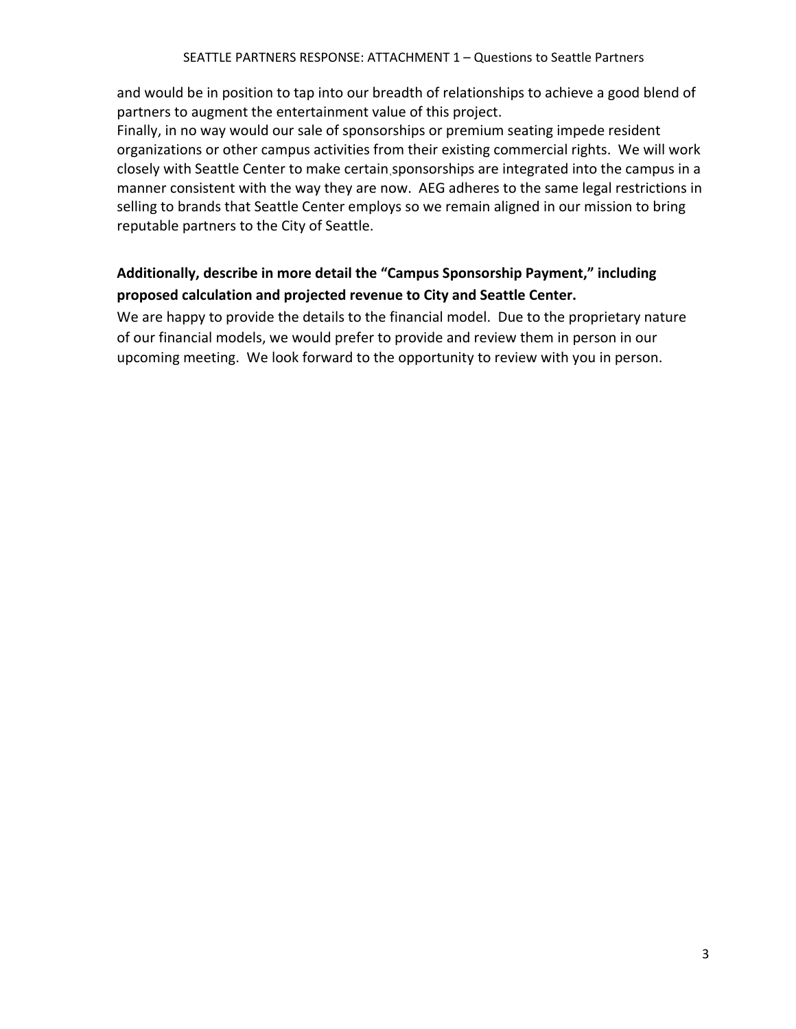and would be in position to tap into our breadth of relationships to achieve a good blend of partners to augment the entertainment value of this project.

Finally, in no way would our sale of sponsorships or premium seating impede resident organizations or other campus activities from their existing commercial rights. We will work closely with Seattle Center to make certain sponsorships are integrated into the campus in a manner consistent with the way they are now. AEG adheres to the same legal restrictions in selling to brands that Seattle Center employs so we remain aligned in our mission to bring reputable partners to the City of Seattle.

**Additionally, describe in more detail the "Campus Sponsorship Payment," including proposed calculation and projected revenue to City and Seattle Center.**

We are happy to provide the details to the financial model. Due to the proprietary nature of our financial models, we would prefer to provide and review them in person in our upcoming meeting. We look forward to the opportunity to review with you in person.